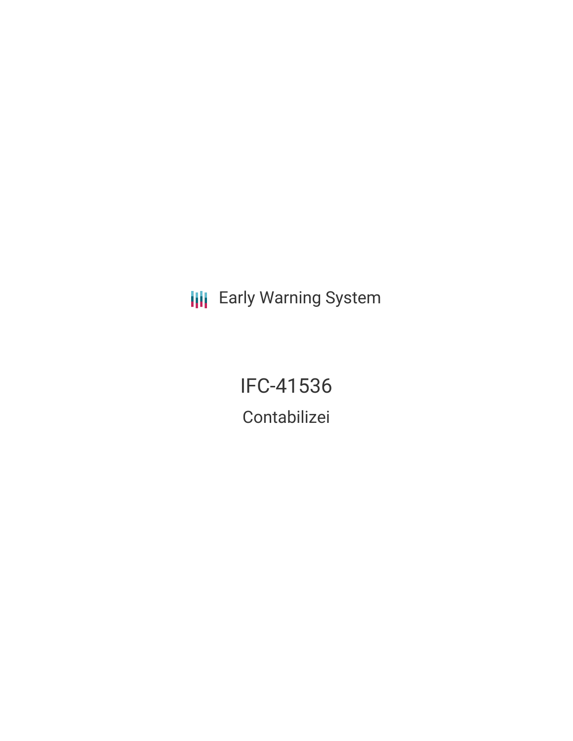Early Warning System

# IFC-41536

## Contabilizei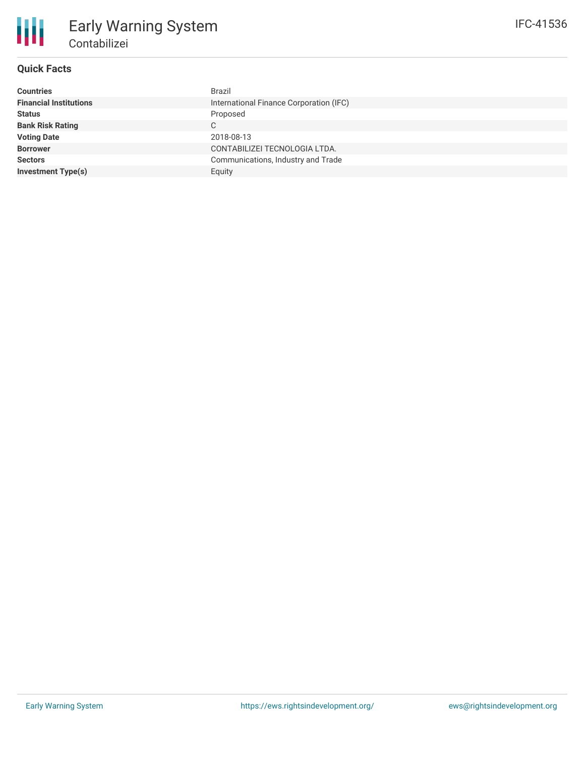# Early Warning System

## Contabilizei

IFC-41536

### Quick Facts

| | |
|---|---|
| **Countries** | Brazil |
| **Financial Institutions** | International Finance Corporation (IFC) |
| **Status** | Proposed |
| **Bank Risk Rating** | C |
| **Voting Date** | 2018-08-13 |
| **Borrower** | CONTABILIZEI TECNOLOGIA LTDA. |
| **Sectors** | Communications, Industry and Trade |
| **Investment Type(s)** | Equity |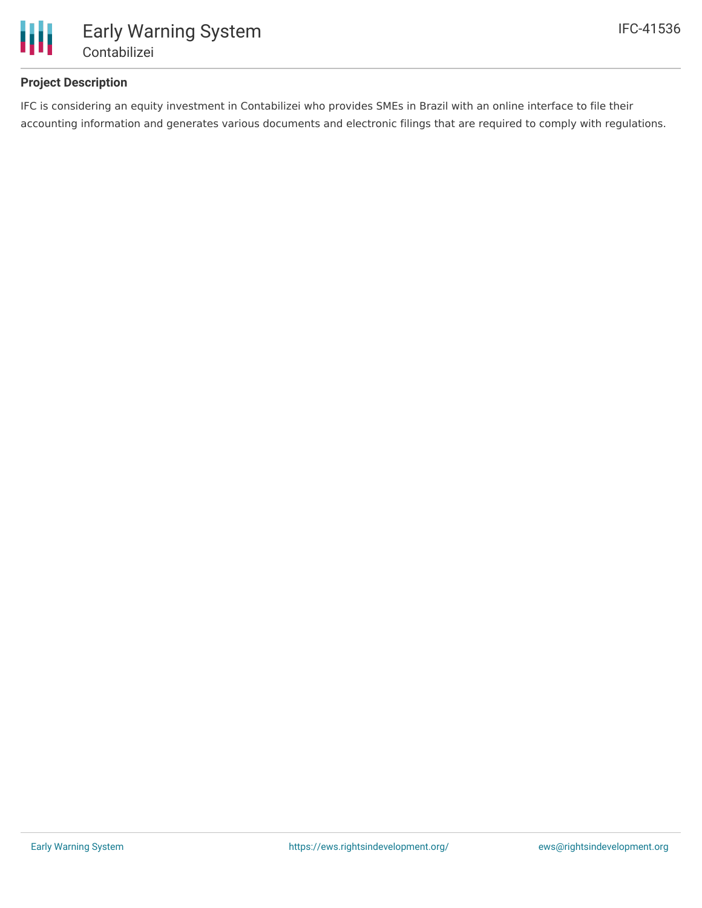## Project Description

IFC is considering an equity investment in Contabilizei who provides SMEs in Brazil with an online interface to file their accounting information and generates various documents and electronic filings that are required to comply with regulations.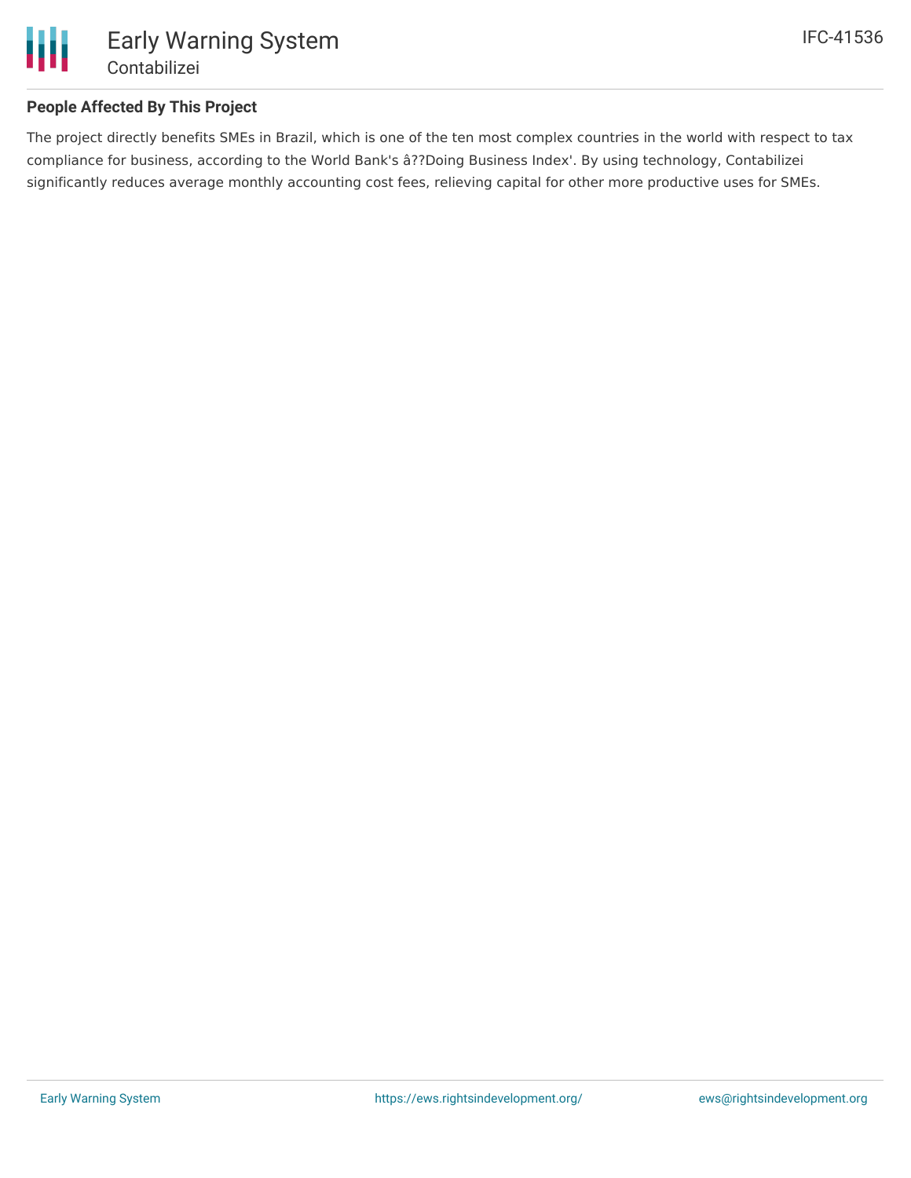## People Affected By This Project

The project directly benefits SMEs in Brazil, which is one of the ten most complex countries in the world with respect to tax compliance for business, according to the World Bank's â??Doing Business Index'. By using technology, Contabilizei significantly reduces average monthly accounting cost fees, relieving capital for other more productive uses for SMEs.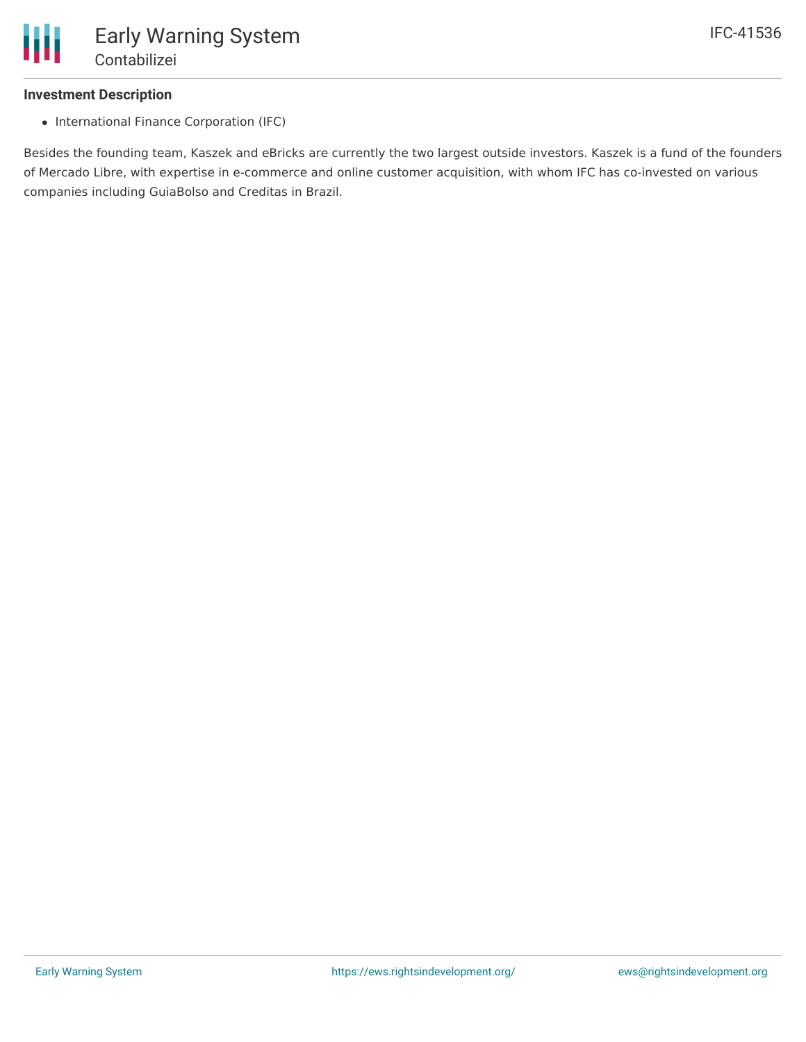### Investment Description

- International Finance Corporation (IFC)

Besides the founding team, Kaszek and eBricks are currently the two largest outside investors. Kaszek is a fund of the founders of Mercado Libre, with expertise in e-commerce and online customer acquisition, with whom IFC has co-invested on various companies including GuiaBolso and Creditas in Brazil.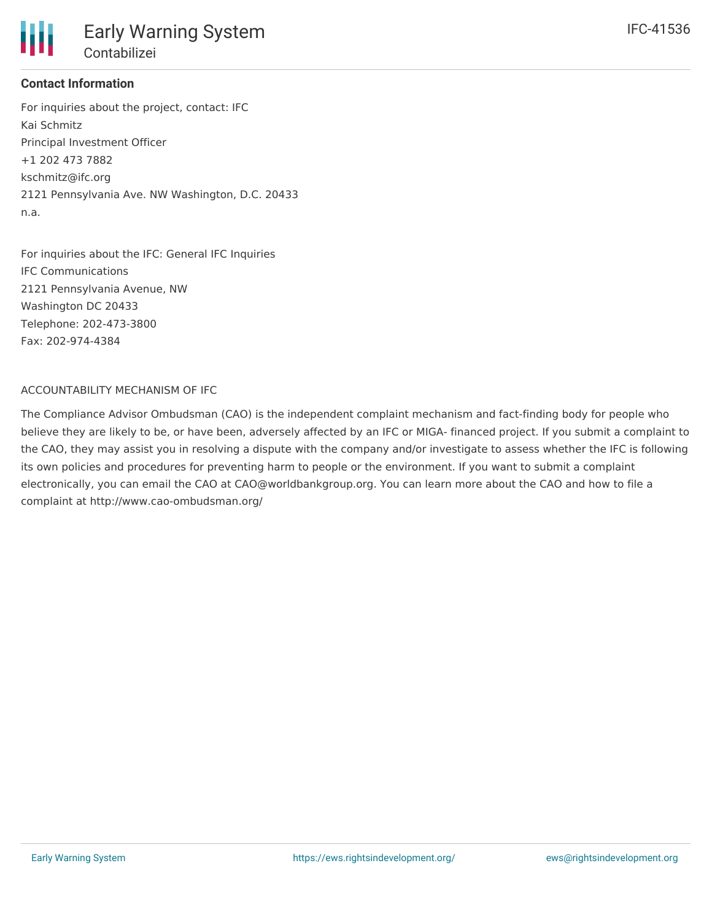## Contact Information

For inquiries about the project, contact: IFC
Kai Schmitz
Principal Investment Officer
+1 202 473 7882
kschmitz@ifc.org
2121 Pennsylvania Ave. NW Washington, D.C. 20433
n.a.

For inquiries about the IFC: General IFC Inquiries
IFC Communications
2121 Pennsylvania Avenue, NW
Washington DC 20433
Telephone: 202-473-3800
Fax: 202-974-4384

ACCOUNTABILITY MECHANISM OF IFC

The Compliance Advisor Ombudsman (CAO) is the independent complaint mechanism and fact-finding body for people who believe they are likely to be, or have been, adversely affected by an IFC or MIGA- financed project. If you submit a complaint to the CAO, they may assist you in resolving a dispute with the company and/or investigate to assess whether the IFC is following its own policies and procedures for preventing harm to people or the environment. If you want to submit a complaint electronically, you can email the CAO at CAO@worldbankgroup.org. You can learn more about the CAO and how to file a complaint at http://www.cao-ombudsman.org/